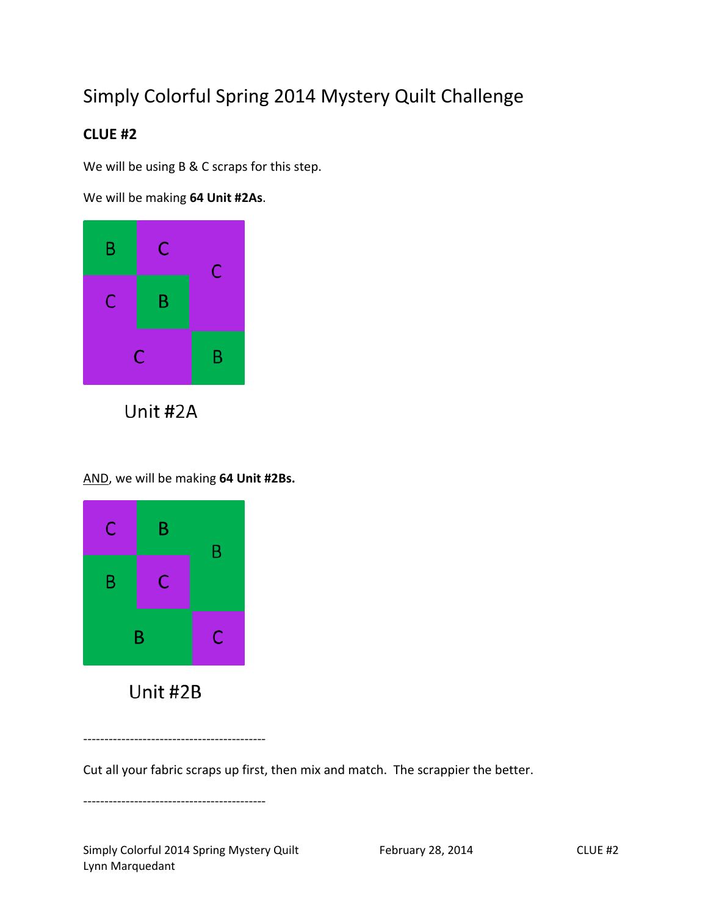# Simply Colorful Spring 2014 Mystery Quilt Challenge

**CLUE #2**

We will be using B & C scraps for this step.

We will be making **64 Unit #2As**.

B C C
C B
C B

Unit #2A

<u>AND</u>, we will be making **64 Unit #2Bs.**

C B B
B C
B C

Unit #2B

-------------------------------------------

Cut all your fabric scraps up first, then mix and match. The scrappier the better.

-------------------------------------------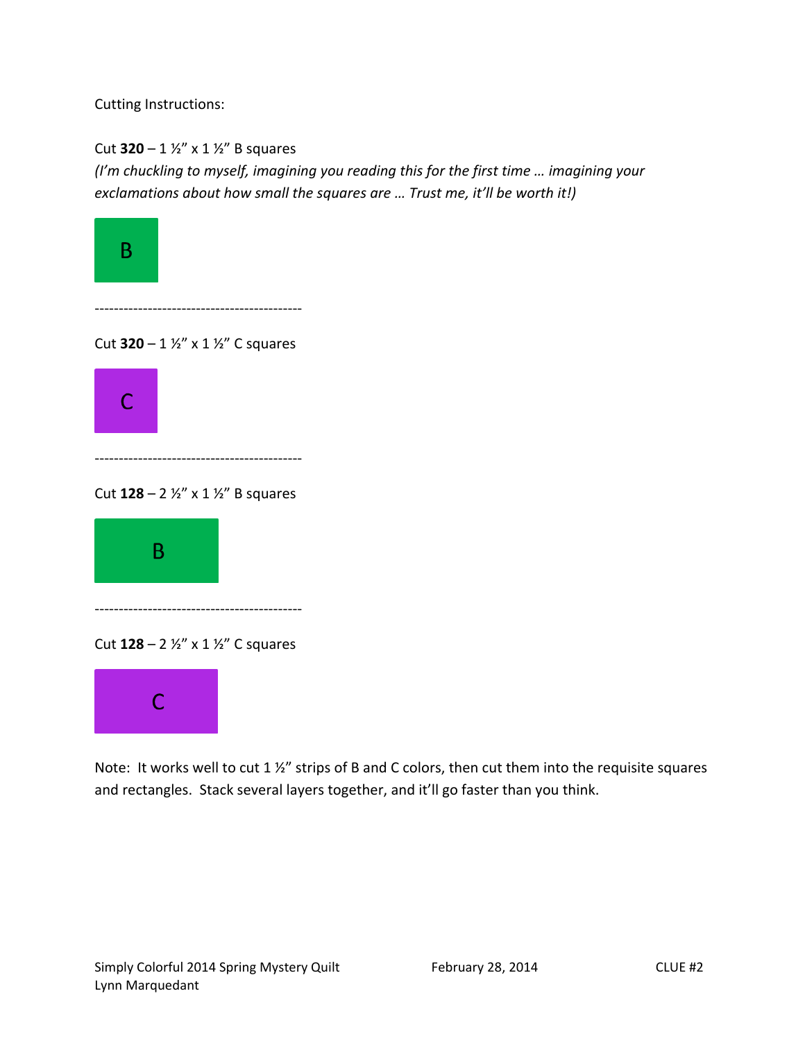Cutting Instructions:

Cut **320** – 1 ½" x 1 ½" B squares
*(I'm chuckling to myself, imagining you reading this for the first time … imagining your exclamations about how small the squares are … Trust me, it'll be worth it!)*

B

-------------------------------------------

Cut **320** – 1 ½" x 1 ½" C squares

C

-------------------------------------------

Cut **128** – 2 ½" x 1 ½" B squares

B

-------------------------------------------

Cut **128** – 2 ½" x 1 ½" C squares

C

Note: It works well to cut 1 ½" strips of B and C colors, then cut them into the requisite squares and rectangles. Stack several layers together, and it'll go faster than you think.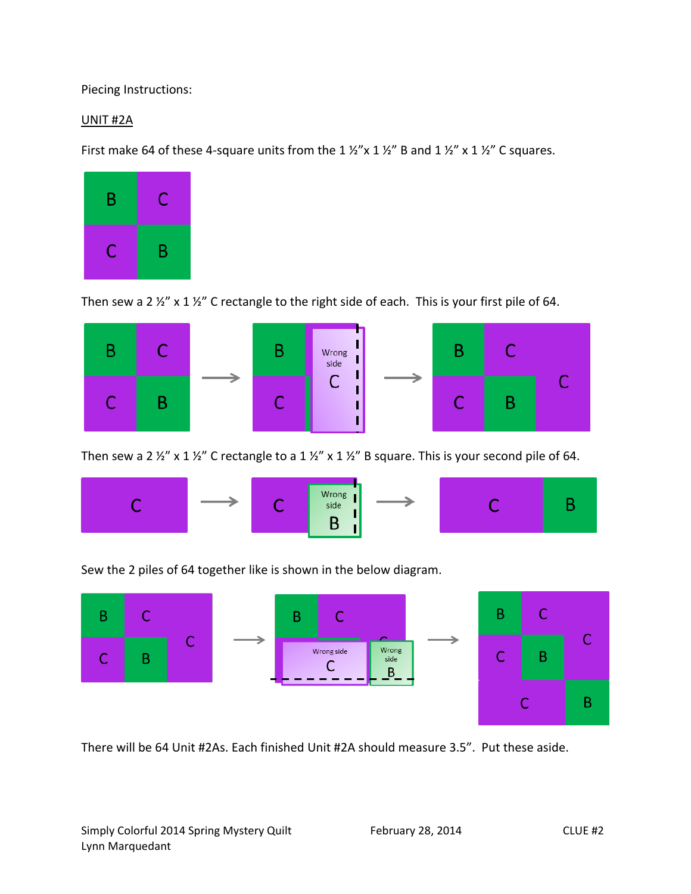Piecing Instructions:

UNIT #2A

First make 64 of these 4-square units from the 1 ½"x 1 ½" B and 1 ½" x 1 ½" C squares.

Then sew a 2 ½" x 1 ½" C rectangle to the right side of each. This is your first pile of 64.

Then sew a 2 ½" x 1 ½" C rectangle to a 1 ½" x 1 ½" B square. This is your second pile of 64.

Sew the 2 piles of 64 together like is shown in the below diagram.

There will be 64 Unit #2As. Each finished Unit #2A should measure 3.5". Put these aside.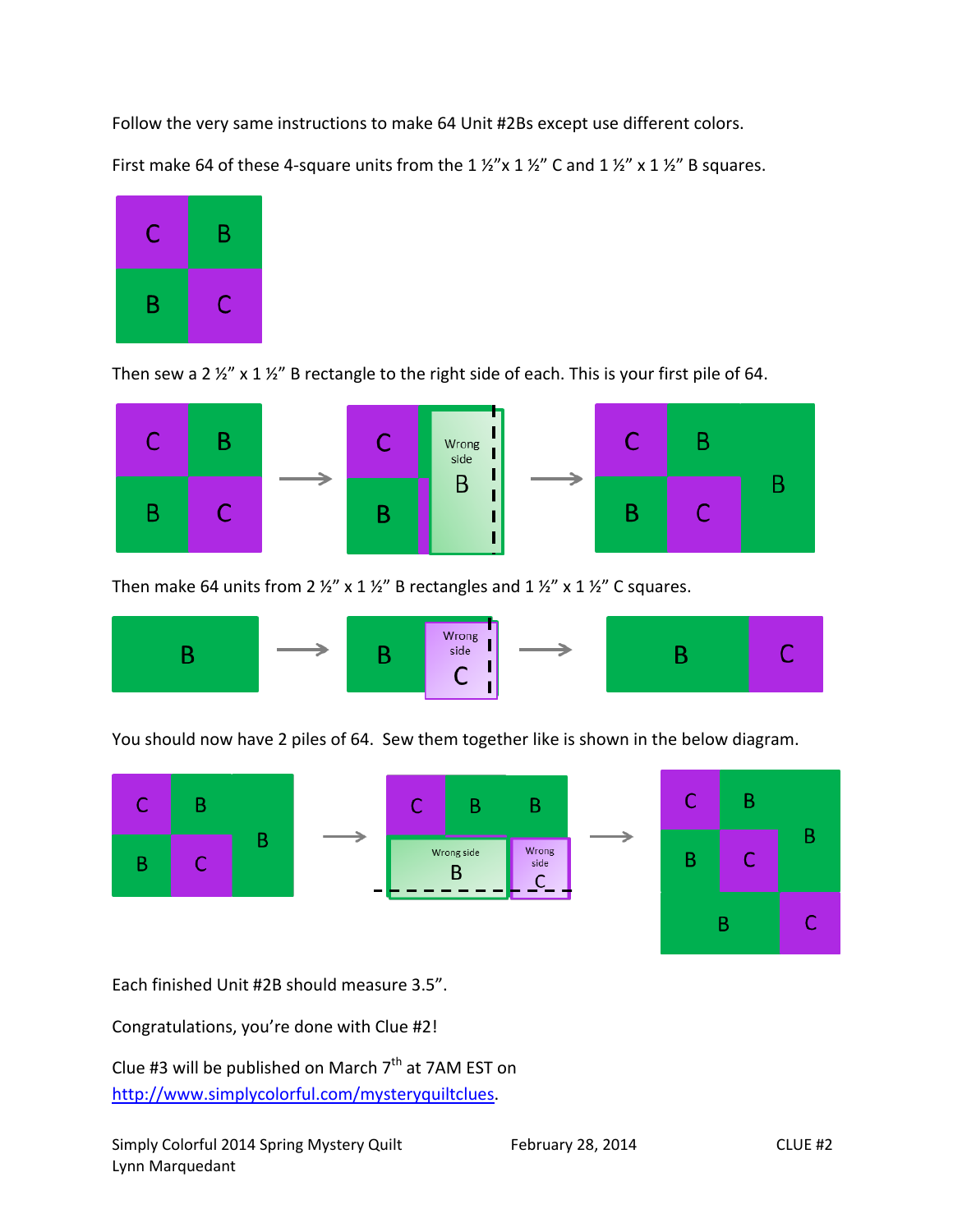Follow the very same instructions to make 64 Unit #2Bs except use different colors.

First make 64 of these 4-square units from the 1 ½"x 1 ½" C and 1 ½" x 1 ½" B squares.

Then sew a 2 ½" x 1 ½" B rectangle to the right side of each. This is your first pile of 64.

Then make 64 units from 2 ½" x 1 ½" B rectangles and 1 ½" x 1 ½" C squares.

You should now have 2 piles of 64. Sew them together like is shown in the below diagram.

Each finished Unit #2B should measure 3.5".

Congratulations, you're done with Clue #2!

Clue #3 will be published on March 7th at 7AM EST on http://www.simplycolorful.com/mysteryquiltclues.